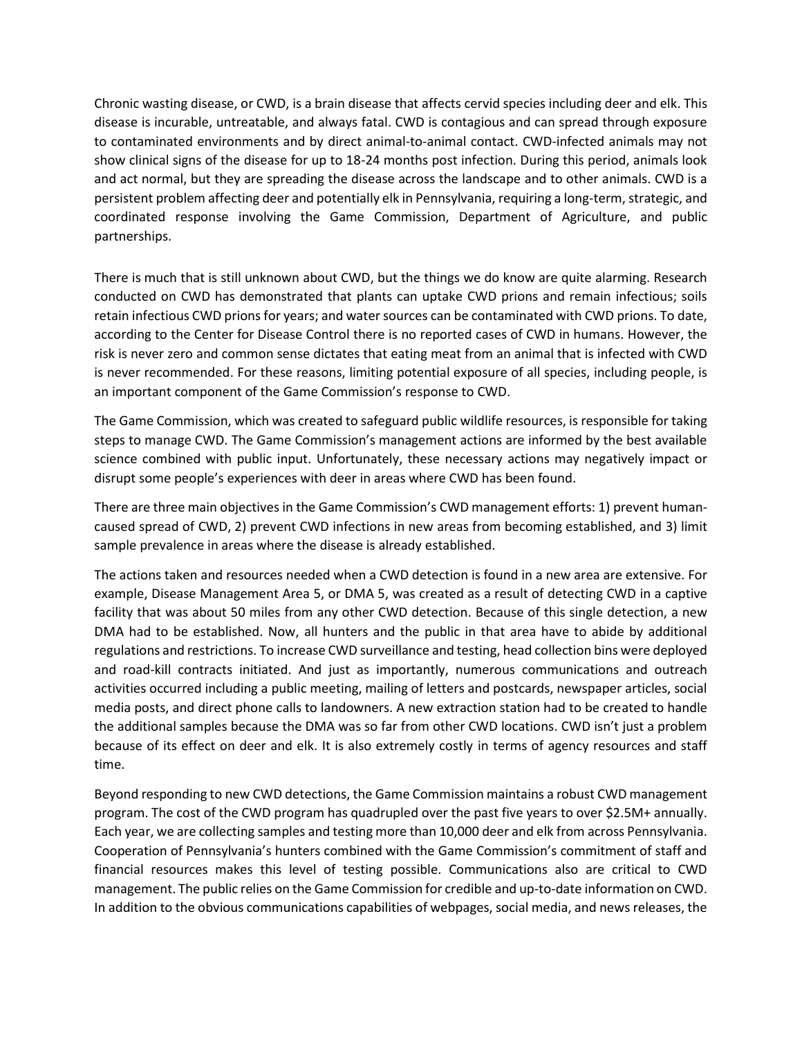Chronic wasting disease, or CWD, is a brain disease that affects cervid species including deer and elk. This disease is incurable, untreatable, and always fatal. CWD is contagious and can spread through exposure to contaminated environments and by direct animal-to-animal contact. CWD-infected animals may not show clinical signs of the disease for up to 18-24 months post infection. During this period, animals look and act normal, but they are spreading the disease across the landscape and to other animals. CWD is a persistent problem affecting deer and potentially elk in Pennsylvania, requiring a long-term, strategic, and coordinated response involving the Game Commission, Department of Agriculture, and public partnerships.

There is much that is still unknown about CWD, but the things we do know are quite alarming. Research conducted on CWD has demonstrated that plants can uptake CWD prions and remain infectious; soils retain infectious CWD prions for years; and water sources can be contaminated with CWD prions. To date, according to the Center for Disease Control there is no reported cases of CWD in humans. However, the risk is never zero and common sense dictates that eating meat from an animal that is infected with CWD is never recommended. For these reasons, limiting potential exposure of all species, including people, is an important component of the Game Commission's response to CWD.

The Game Commission, which was created to safeguard public wildlife resources, is responsible for taking steps to manage CWD. The Game Commission's management actions are informed by the best available science combined with public input. Unfortunately, these necessary actions may negatively impact or disrupt some people's experiences with deer in areas where CWD has been found.

There are three main objectives in the Game Commission's CWD management efforts: 1) prevent human-caused spread of CWD, 2) prevent CWD infections in new areas from becoming established, and 3) limit sample prevalence in areas where the disease is already established.

The actions taken and resources needed when a CWD detection is found in a new area are extensive. For example, Disease Management Area 5, or DMA 5, was created as a result of detecting CWD in a captive facility that was about 50 miles from any other CWD detection. Because of this single detection, a new DMA had to be established. Now, all hunters and the public in that area have to abide by additional regulations and restrictions. To increase CWD surveillance and testing, head collection bins were deployed and road-kill contracts initiated. And just as importantly, numerous communications and outreach activities occurred including a public meeting, mailing of letters and postcards, newspaper articles, social media posts, and direct phone calls to landowners. A new extraction station had to be created to handle the additional samples because the DMA was so far from other CWD locations. CWD isn't just a problem because of its effect on deer and elk. It is also extremely costly in terms of agency resources and staff time.

Beyond responding to new CWD detections, the Game Commission maintains a robust CWD management program. The cost of the CWD program has quadrupled over the past five years to over $2.5M+ annually. Each year, we are collecting samples and testing more than 10,000 deer and elk from across Pennsylvania. Cooperation of Pennsylvania's hunters combined with the Game Commission's commitment of staff and financial resources makes this level of testing possible. Communications also are critical to CWD management. The public relies on the Game Commission for credible and up-to-date information on CWD. In addition to the obvious communications capabilities of webpages, social media, and news releases, the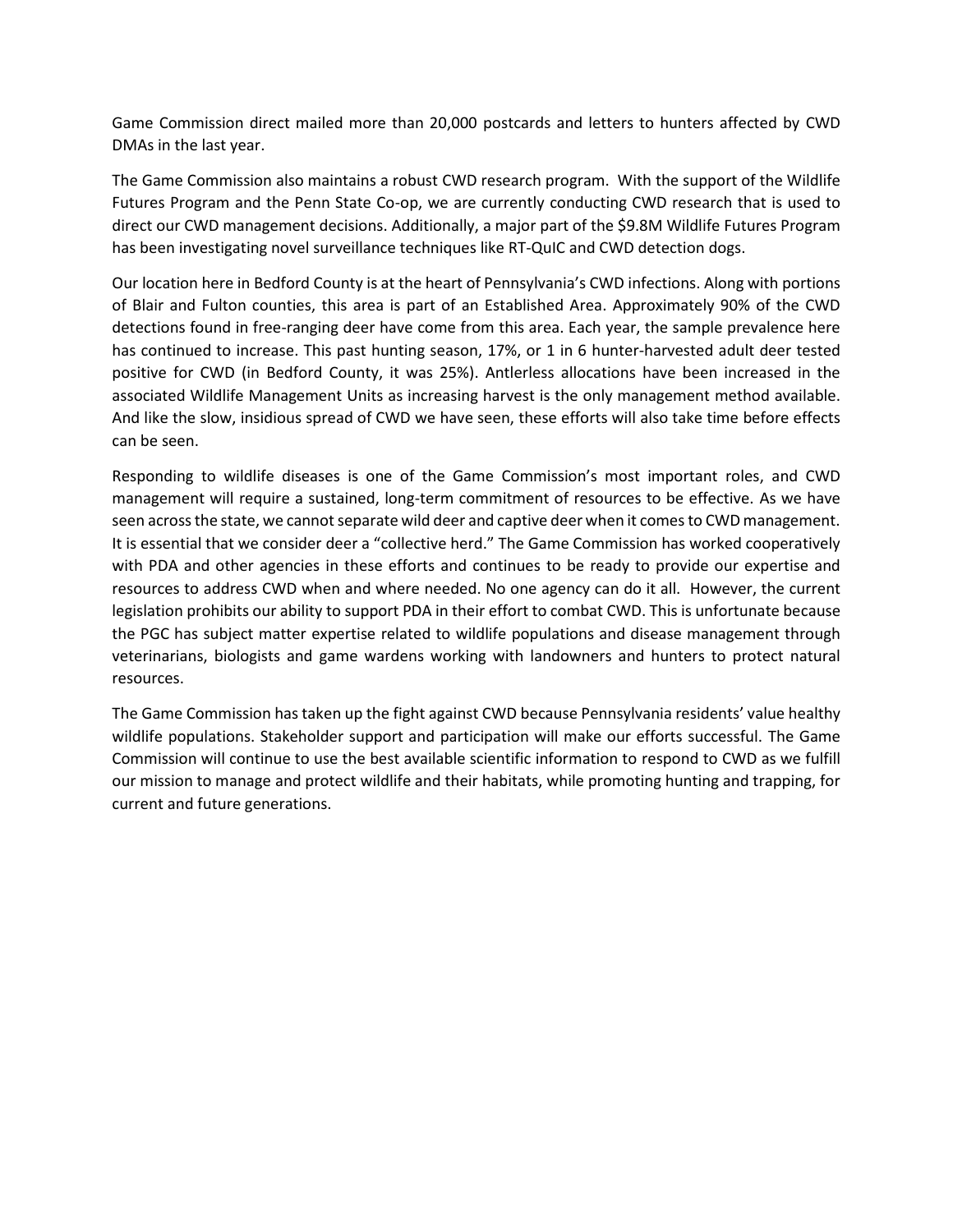Game Commission direct mailed more than 20,000 postcards and letters to hunters affected by CWD DMAs in the last year.

The Game Commission also maintains a robust CWD research program. With the support of the Wildlife Futures Program and the Penn State Co-op, we are currently conducting CWD research that is used to direct our CWD management decisions. Additionally, a major part of the $9.8M Wildlife Futures Program has been investigating novel surveillance techniques like RT-QuIC and CWD detection dogs.

Our location here in Bedford County is at the heart of Pennsylvania's CWD infections. Along with portions of Blair and Fulton counties, this area is part of an Established Area. Approximately 90% of the CWD detections found in free-ranging deer have come from this area. Each year, the sample prevalence here has continued to increase. This past hunting season, 17%, or 1 in 6 hunter-harvested adult deer tested positive for CWD (in Bedford County, it was 25%). Antlerless allocations have been increased in the associated Wildlife Management Units as increasing harvest is the only management method available. And like the slow, insidious spread of CWD we have seen, these efforts will also take time before effects can be seen.

Responding to wildlife diseases is one of the Game Commission's most important roles, and CWD management will require a sustained, long-term commitment of resources to be effective. As we have seen across the state, we cannot separate wild deer and captive deer when it comes to CWD management. It is essential that we consider deer a "collective herd." The Game Commission has worked cooperatively with PDA and other agencies in these efforts and continues to be ready to provide our expertise and resources to address CWD when and where needed. No one agency can do it all. However, the current legislation prohibits our ability to support PDA in their effort to combat CWD. This is unfortunate because the PGC has subject matter expertise related to wildlife populations and disease management through veterinarians, biologists and game wardens working with landowners and hunters to protect natural resources.

The Game Commission has taken up the fight against CWD because Pennsylvania residents' value healthy wildlife populations. Stakeholder support and participation will make our efforts successful. The Game Commission will continue to use the best available scientific information to respond to CWD as we fulfill our mission to manage and protect wildlife and their habitats, while promoting hunting and trapping, for current and future generations.